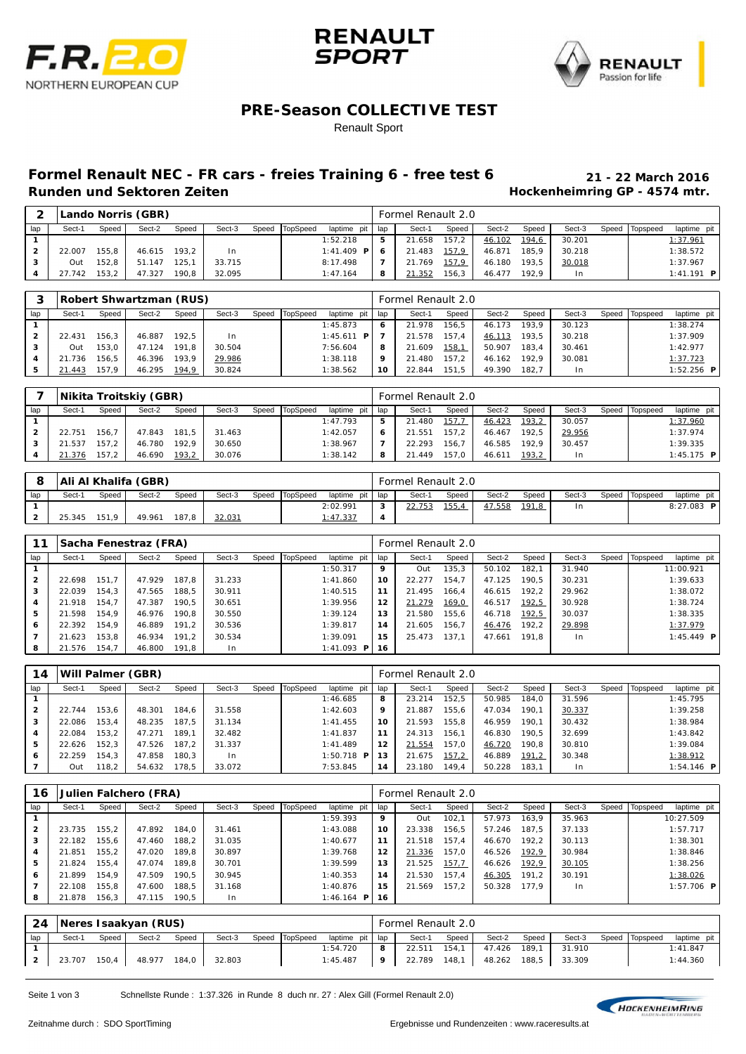## PRE-Season COLLECTIVE TEST

Renault Sport

### Formel Renault NEC - FR cars - freies Training 6 - free test 6

**21 - 22 March 2016**

### Runden und Sektoren Zeiten

**Hockenheimring GP - 4574 mtr.**

**2 Lando Norris (GBR)** — Formel Renault 2.0

| lap | Sect-1 | Speed | Sect-2 | Speed | Sect-3 | Speed | TopSpeed | laptime pit | lap | Sect-1 | Speed | Sect-2 | Speed | Sect-3 | Speed | Topspeed | laptime pit |
|---|---|---|---|---|---|---|---|---|---|---|---|---|---|---|---|---|---|
| 1 | | | | | | | | 1:52.218 | 5 | 21.658 | 157,2 | 46.102 | 194,6 | 30.201 | | | 1:37.961 |
| 2 | 22.007 | 155,8 | 46.615 | 193,2 | In | | | 1:41.409 P | 6 | 21.483 | 157,9 | 46.871 | 185,9 | 30.218 | | | 1:38.572 |
| 3 | Out | 152,8 | 51.147 | 125,1 | 33.715 | | | 8:17.498 | 7 | 21.769 | 157,9 | 46.180 | 193,5 | 30.018 | | | 1:37.967 |
| 4 | 27.742 | 153,2 | 47.327 | 190,8 | 32.095 | | | 1:47.164 | 8 | 21.352 | 156,3 | 46.477 | 192,9 | In | | | 1:41.191 P |

**3 Robert Shwartzman (RUS)** — Formel Renault 2.0

| lap | Sect-1 | Speed | Sect-2 | Speed | Sect-3 | Speed | TopSpeed | laptime pit | lap | Sect-1 | Speed | Sect-2 | Speed | Sect-3 | Speed | Topspeed | laptime pit |
|---|---|---|---|---|---|---|---|---|---|---|---|---|---|---|---|---|---|
| 1 | | | | | | | | 1:45.873 | 6 | 21.978 | 156,5 | 46.173 | 193,9 | 30.123 | | | 1:38.274 |
| 2 | 22.431 | 156,3 | 46.887 | 192,5 | In | | | 1:45.611 P | 7 | 21.578 | 157,4 | 46.113 | 193,5 | 30.218 | | | 1:37.909 |
| 3 | Out | 153,0 | 47.124 | 191,8 | 30.504 | | | 7:56.604 | 8 | 21.609 | 158,1 | 50.907 | 183,4 | 30.461 | | | 1:42.977 |
| 4 | 21.736 | 156,5 | 46.396 | 193,9 | 29.986 | | | 1:38.118 | 9 | 21.480 | 157,2 | 46.162 | 192,9 | 30.081 | | | 1:37.723 |
| 5 | 21.443 | 157,9 | 46.295 | 194,9 | 30.824 | | | 1:38.562 | 10 | 22.844 | 151,5 | 49.390 | 182,7 | In | | | 1:52.256 P |

**7 Nikita Troitskiy (GBR)** — Formel Renault 2.0

| lap | Sect-1 | Speed | Sect-2 | Speed | Sect-3 | Speed | TopSpeed | laptime pit | lap | Sect-1 | Speed | Sect-2 | Speed | Sect-3 | Speed | Topspeed | laptime pit |
|---|---|---|---|---|---|---|---|---|---|---|---|---|---|---|---|---|---|
| 1 | | | | | | | | 1:47.793 | 5 | 21.480 | 157,7 | 46.423 | 193,2 | 30.057 | | | 1:37.960 |
| 2 | 22.751 | 156,7 | 47.843 | 181,5 | 31.463 | | | 1:42.057 | 6 | 21.551 | 157,2 | 46.467 | 192,5 | 29.956 | | | 1:37.974 |
| 3 | 21.537 | 157,2 | 46.780 | 192,9 | 30.650 | | | 1:38.967 | 7 | 22.293 | 156,7 | 46.585 | 192,9 | 30.457 | | | 1:39.335 |
| 4 | 21.376 | 157,2 | 46.690 | 193,2 | 30.076 | | | 1:38.142 | 8 | 21.449 | 157,0 | 46.611 | 193,2 | In | | | 1:45.175 P |

**8 Ali Al Khalifa (GBR)** — Formel Renault 2.0

| lap | Sect-1 | Speed | Sect-2 | Speed | Sect-3 | Speed | TopSpeed | laptime pit | lap | Sect-1 | Speed | Sect-2 | Speed | Sect-3 | Speed | Topspeed | laptime pit |
|---|---|---|---|---|---|---|---|---|---|---|---|---|---|---|---|---|---|
| 1 | | | | | | | | 2:02.991 | 3 | 22.753 | 155,4 | 47.558 | 191,8 | In | | | 8:27.083 P |
| 2 | 25.345 | 151,9 | 49.961 | 187,8 | 32.031 | | | 1:47.337 | 4 | | | | | | | | |

**11 Sacha Fenestraz (FRA)** — Formel Renault 2.0

| lap | Sect-1 | Speed | Sect-2 | Speed | Sect-3 | Speed | TopSpeed | laptime pit | lap | Sect-1 | Speed | Sect-2 | Speed | Sect-3 | Speed | Topspeed | laptime pit |
|---|---|---|---|---|---|---|---|---|---|---|---|---|---|---|---|---|---|
| 1 | | | | | | | | 1:50.317 | 9 | Out | 135,3 | 50.102 | 182,1 | 31.940 | | | 11:00.921 |
| 2 | 22.698 | 151,7 | 47.929 | 187,8 | 31.233 | | | 1:41.860 | 10 | 22.277 | 154,7 | 47.125 | 190,5 | 30.231 | | | 1:39.633 |
| 3 | 22.039 | 154,3 | 47.565 | 188,5 | 30.911 | | | 1:40.515 | 11 | 21.495 | 166,4 | 46.615 | 192,2 | 29.962 | | | 1:38.072 |
| 4 | 21.918 | 154,7 | 47.387 | 190,5 | 30.651 | | | 1:39.956 | 12 | 21.279 | 169,0 | 46.517 | 192,5 | 30.928 | | | 1:38.724 |
| 5 | 21.598 | 154,9 | 46.976 | 190,8 | 30.550 | | | 1:39.124 | 13 | 21.580 | 155,6 | 46.718 | 192,5 | 30.037 | | | 1:38.335 |
| 6 | 22.392 | 154,9 | 46.889 | 191,2 | 30.536 | | | 1:39.817 | 14 | 21.605 | 156,7 | 46.476 | 192,2 | 29.898 | | | 1:37.979 |
| 7 | 21.623 | 153,8 | 46.934 | 191,2 | 30.534 | | | 1:39.091 | 15 | 25.473 | 137,1 | 47.661 | 191,8 | In | | | 1:45.449 P |
| 8 | 21.576 | 154,7 | 46.800 | 191,8 | In | | | 1:41.093 P | 16 | | | | | | | | |

**14 Will Palmer (GBR)** — Formel Renault 2.0

| lap | Sect-1 | Speed | Sect-2 | Speed | Sect-3 | Speed | TopSpeed | laptime pit | lap | Sect-1 | Speed | Sect-2 | Speed | Sect-3 | Speed | Topspeed | laptime pit |
|---|---|---|---|---|---|---|---|---|---|---|---|---|---|---|---|---|---|
| 1 | | | | | | | | 1:46.685 | 8 | 23.214 | 152,5 | 50.985 | 184,0 | 31.596 | | | 1:45.795 |
| 2 | 22.744 | 153,6 | 48.301 | 184,6 | 31.558 | | | 1:42.603 | 9 | 21.887 | 155,6 | 47.034 | 190,1 | 30.337 | | | 1:39.258 |
| 3 | 22.086 | 153,4 | 48.235 | 187,5 | 31.134 | | | 1:41.455 | 10 | 21.593 | 155,8 | 46.959 | 190,1 | 30.432 | | | 1:38.984 |
| 4 | 22.084 | 153,2 | 47.271 | 189,1 | 32.482 | | | 1:41.837 | 11 | 24.313 | 156,1 | 46.830 | 190,5 | 32.699 | | | 1:43.842 |
| 5 | 22.626 | 152,3 | 47.526 | 187,2 | 31.337 | | | 1:41.489 | 12 | 21.554 | 157,0 | 46.720 | 190,8 | 30.810 | | | 1:39.084 |
| 6 | 22.259 | 154,3 | 47.858 | 180,3 | In | | | 1:50.718 P | 13 | 21.675 | 157,2 | 46.889 | 191,2 | 30.348 | | | 1:38.912 |
| 7 | Out | 118,2 | 54.632 | 178,5 | 33.072 | | | 7:53.845 | 14 | 23.180 | 149,4 | 50.228 | 183,1 | In | | | 1:54.146 P |

**16 Julien Falchero (FRA)** — Formel Renault 2.0

| lap | Sect-1 | Speed | Sect-2 | Speed | Sect-3 | Speed | TopSpeed | laptime pit | lap | Sect-1 | Speed | Sect-2 | Speed | Sect-3 | Speed | Topspeed | laptime pit |
|---|---|---|---|---|---|---|---|---|---|---|---|---|---|---|---|---|---|
| 1 | | | | | | | | 1:59.393 | 9 | Out | 102,1 | 57.973 | 163,9 | 35.963 | | | 10:27.509 |
| 2 | 23.735 | 155,2 | 47.892 | 184,0 | 31.461 | | | 1:43.088 | 10 | 23.338 | 156,5 | 57.246 | 187,5 | 37.133 | | | 1:57.717 |
| 3 | 22.182 | 155,6 | 47.460 | 188,2 | 31.035 | | | 1:40.677 | 11 | 21.518 | 157,4 | 46.670 | 192,2 | 30.113 | | | 1:38.301 |
| 4 | 21.851 | 155,2 | 47.020 | 189,8 | 30.897 | | | 1:39.768 | 12 | 21.336 | 157,0 | 46.526 | 192,9 | 30.984 | | | 1:38.846 |
| 5 | 21.824 | 155,4 | 47.074 | 189,8 | 30.701 | | | 1:39.599 | 13 | 21.525 | 157,7 | 46.626 | 192,9 | 30.105 | | | 1:38.256 |
| 6 | 21.899 | 154,9 | 47.509 | 190,5 | 30.945 | | | 1:40.353 | 14 | 21.530 | 157,4 | 46.305 | 191,2 | 30.191 | | | 1:38.026 |
| 7 | 22.108 | 155,8 | 47.600 | 188,5 | 31.168 | | | 1:40.876 | 15 | 21.569 | 157,2 | 50.328 | 177,9 | In | | | 1:57.706 P |
| 8 | 21.878 | 156,3 | 47.115 | 190,5 | In | | | 1:46.164 P | 16 | | | | | | | | |

**24 Neres Isaakyan (RUS)** — Formel Renault 2.0

| lap | Sect-1 | Speed | Sect-2 | Speed | Sect-3 | Speed | TopSpeed | laptime pit | lap | Sect-1 | Speed | Sect-2 | Speed | Sect-3 | Speed | Topspeed | laptime pit |
|---|---|---|---|---|---|---|---|---|---|---|---|---|---|---|---|---|---|
| 1 | | | | | | | | 1:54.720 | 8 | 22.511 | 154,1 | 47.426 | 189,1 | 31.910 | | | 1:41.847 |
| 2 | 23.707 | 150,4 | 48.977 | 184,0 | 32.803 | | | 1:45.487 | 9 | 22.789 | 148,1 | 48.262 | 188,5 | 33.309 | | | 1:44.360 |

Schnellste Runde : 1:37.326 in Runde 8 duch nr. 27 : Alex Gill (Formel Renault 2.0)

Zeitnahme durch : SDO SportTiming

Ergebnisse und Rundenzeiten : www.raceresults.at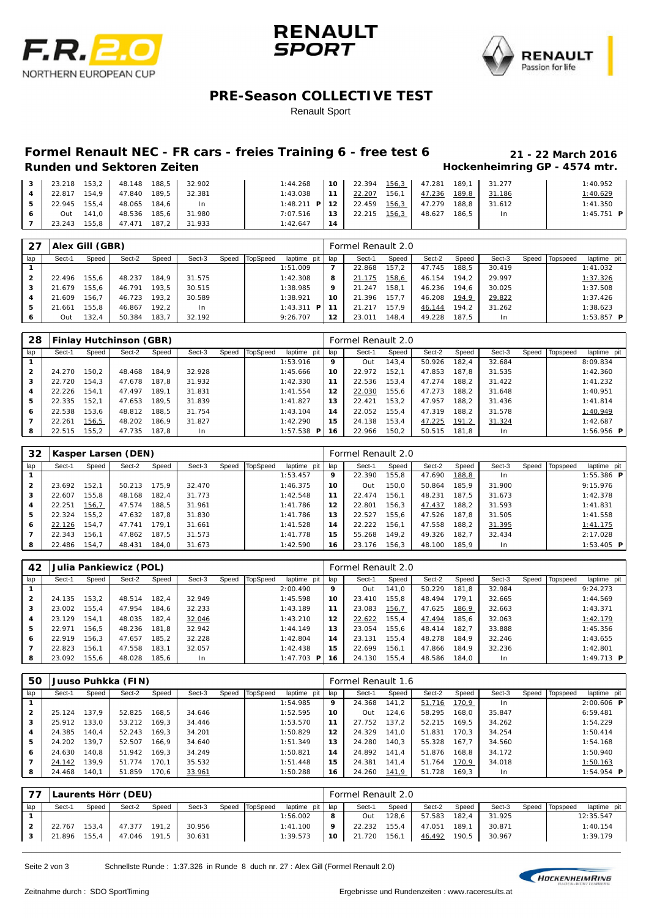# PRE-Season COLLECTIVE TEST

Renault Sport

## Formel Renault NEC - FR cars - freies Training 6 - free test 6

**21 - 22 March 2016**

### Runden und Sektoren Zeiten

**Hockenheimring GP - 4574 mtr.**

| lap | Sect-1 | Speed | Sect-2 | Speed | Sect-3 | Speed | TopSpeed | laptime pit | lap | Sect-1 | Speed | Sect-2 | Speed | Sect-3 | Speed | Topspeed | laptime pit |
|---|---|---|---|---|---|---|---|---|---|---|---|---|---|---|---|---|---|
| 3 | 23.218 | 153,2 | 48.148 | 188,5 | 32.902 | | | 1:44.268 | 10 | 22.394 | 156,3 | 47.281 | 189,1 | 31.277 | | | 1:40.952 |
| 4 | 22.817 | 154,9 | 47.840 | 189,5 | 32.381 | | | 1:43.038 | 11 | 22.207 | 156,1 | 47.236 | 189,8 | 31.186 | | | 1:40.629 |
| 5 | 22.945 | 155,4 | 48.065 | 184,6 | In | | | 1:48.211 P | 12 | 22.459 | 156,3 | 47.279 | 188,8 | 31.612 | | | 1:41.350 |
| 6 | Out | 141,0 | 48.536 | 185,6 | 31.980 | | | 7:07.516 | 13 | 22.215 | 156,3 | 48.627 | 186,5 | In | | | 1:45.751 P |
| 7 | 23.243 | 155,8 | 47.471 | 187,2 | 31.933 | | | 1:42.647 | 14 | | | | | | | | |

**27 Alex Gill (GBR)** — Formel Renault 2.0

| lap | Sect-1 | Speed | Sect-2 | Speed | Sect-3 | Speed | TopSpeed | laptime pit | lap | Sect-1 | Speed | Sect-2 | Speed | Sect-3 | Speed | Topspeed | laptime pit |
|---|---|---|---|---|---|---|---|---|---|---|---|---|---|---|---|---|---|
| 1 | | | | | | | | 1:51.009 | 7 | 22.868 | 157,2 | 47.745 | 188,5 | 30.419 | | | 1:41.032 |
| 2 | 22.496 | 155,6 | 48.237 | 184,9 | 31.575 | | | 1:42.308 | 8 | 21.175 | 158,6 | 46.154 | 194,2 | 29.997 | | | 1:37.326 |
| 3 | 21.679 | 155,6 | 46.791 | 193,5 | 30.515 | | | 1:38.985 | 9 | 21.247 | 158,1 | 46.236 | 194,6 | 30.025 | | | 1:37.508 |
| 4 | 21.609 | 156,7 | 46.723 | 193,2 | 30.589 | | | 1:38.921 | 10 | 21.396 | 157,7 | 46.208 | 194,9 | 29.822 | | | 1:37.426 |
| 5 | 21.661 | 155,8 | 46.867 | 192,2 | In | | | 1:43.311 P | 11 | 21.217 | 157,9 | 46.144 | 194,2 | 31.262 | | | 1:38.623 |
| 6 | Out | 132,4 | 50.384 | 183,7 | 32.192 | | | 9:26.707 | 12 | 23.011 | 148,4 | 49.228 | 187,5 | In | | | 1:53.857 P |

**28 Finlay Hutchinson (GBR)** — Formel Renault 2.0

| lap | Sect-1 | Speed | Sect-2 | Speed | Sect-3 | Speed | TopSpeed | laptime pit | lap | Sect-1 | Speed | Sect-2 | Speed | Sect-3 | Speed | Topspeed | laptime pit |
|---|---|---|---|---|---|---|---|---|---|---|---|---|---|---|---|---|---|
| 1 | | | | | | | | 1:53.916 | 9 | Out | 143,4 | 50.926 | 182,4 | 32.684 | | | 8:09.834 |
| 2 | 24.270 | 150,2 | 48.468 | 184,9 | 32.928 | | | 1:45.666 | 10 | 22.972 | 152,1 | 47.853 | 187,8 | 31.535 | | | 1:42.360 |
| 3 | 22.720 | 154,3 | 47.678 | 187,8 | 31.932 | | | 1:42.330 | 11 | 22.536 | 153,4 | 47.274 | 188,2 | 31.422 | | | 1:41.232 |
| 4 | 22.226 | 154,1 | 47.497 | 189,1 | 31.831 | | | 1:41.554 | 12 | 22.030 | 155,6 | 47.273 | 188,2 | 31.648 | | | 1:40.951 |
| 5 | 22.335 | 152,1 | 47.653 | 189,5 | 31.839 | | | 1:41.827 | 13 | 22.421 | 153,2 | 47.957 | 188,2 | 31.436 | | | 1:41.814 |
| 6 | 22.538 | 153,6 | 48.812 | 188,5 | 31.754 | | | 1:43.104 | 14 | 22.052 | 155,4 | 47.319 | 188,2 | 31.578 | | | 1:40.949 |
| 7 | 22.261 | 156,5 | 48.202 | 186,9 | 31.827 | | | 1:42.290 | 15 | 24.138 | 153,4 | 47.225 | 191,2 | 31.324 | | | 1:42.687 |
| 8 | 22.515 | 155,2 | 47.735 | 187,8 | In | | | 1:57.538 P | 16 | 22.966 | 150,2 | 50.515 | 181,8 | In | | | 1:56.956 P |

**32 Kasper Larsen (DEN)** — Formel Renault 2.0

| lap | Sect-1 | Speed | Sect-2 | Speed | Sect-3 | Speed | TopSpeed | laptime pit | lap | Sect-1 | Speed | Sect-2 | Speed | Sect-3 | Speed | Topspeed | laptime pit |
|---|---|---|---|---|---|---|---|---|---|---|---|---|---|---|---|---|---|
| 1 | | | | | | | | 1:53.457 | 9 | 22.390 | 155,8 | 47.690 | 188,8 | In | | | 1:55.386 P |
| 2 | 23.692 | 152,1 | 50.213 | 175,9 | 32.470 | | | 1:46.375 | 10 | Out | 150,0 | 50.864 | 185,9 | 31.900 | | | 9:15.976 |
| 3 | 22.607 | 155,8 | 48.168 | 182,4 | 31.773 | | | 1:42.548 | 11 | 22.474 | 156,1 | 48.231 | 187,5 | 31.673 | | | 1:42.378 |
| 4 | 22.251 | 156,7 | 47.574 | 188,5 | 31.961 | | | 1:41.786 | 12 | 22.801 | 156,3 | 47.437 | 188,2 | 31.593 | | | 1:41.831 |
| 5 | 22.324 | 155,2 | 47.632 | 187,8 | 31.830 | | | 1:41.786 | 13 | 22.527 | 155,6 | 47.526 | 187,8 | 31.505 | | | 1:41.558 |
| 6 | 22.126 | 154,7 | 47.741 | 179,1 | 31.661 | | | 1:41.528 | 14 | 22.222 | 156,1 | 47.558 | 188,2 | 31.395 | | | 1:41.175 |
| 7 | 22.343 | 156,1 | 47.862 | 187,5 | 31.573 | | | 1:41.778 | 15 | 55.268 | 149,2 | 49.326 | 182,7 | 32.434 | | | 2:17.028 |
| 8 | 22.486 | 154,7 | 48.431 | 184,0 | 31.673 | | | 1:42.590 | 16 | 23.176 | 156,3 | 48.100 | 185,9 | In | | | 1:53.405 P |

**42 Julia Pankiewicz (POL)** — Formel Renault 2.0

| lap | Sect-1 | Speed | Sect-2 | Speed | Sect-3 | Speed | TopSpeed | laptime pit | lap | Sect-1 | Speed | Sect-2 | Speed | Sect-3 | Speed | Topspeed | laptime pit |
|---|---|---|---|---|---|---|---|---|---|---|---|---|---|---|---|---|---|
| 1 | | | | | | | | 2:00.490 | 9 | Out | 141,0 | 50.229 | 181,8 | 32.984 | | | 9:24.273 |
| 2 | 24.135 | 153,2 | 48.514 | 182,4 | 32.949 | | | 1:45.598 | 10 | 23.410 | 155,8 | 48.494 | 179,1 | 32.665 | | | 1:44.569 |
| 3 | 23.002 | 155,4 | 47.954 | 184,6 | 32.233 | | | 1:43.189 | 11 | 23.083 | 156,7 | 47.625 | 186,9 | 32.663 | | | 1:43.371 |
| 4 | 23.129 | 154,1 | 48.035 | 182,4 | 32.046 | | | 1:43.210 | 12 | 22.622 | 155,4 | 47.494 | 185,6 | 32.063 | | | 1:42.179 |
| 5 | 22.971 | 156,5 | 48.236 | 181,8 | 32.942 | | | 1:44.149 | 13 | 23.054 | 155,6 | 48.414 | 182,7 | 33.888 | | | 1:45.356 |
| 6 | 22.919 | 156,3 | 47.657 | 185,2 | 32.228 | | | 1:42.804 | 14 | 23.131 | 155,4 | 48.278 | 184,9 | 32.246 | | | 1:43.655 |
| 7 | 22.823 | 156,1 | 47.558 | 183,1 | 32.057 | | | 1:42.438 | 15 | 22.699 | 156,1 | 47.866 | 184,9 | 32.236 | | | 1:42.801 |
| 8 | 23.092 | 155,6 | 48.028 | 185,6 | In | | | 1:47.703 P | 16 | 24.130 | 155,4 | 48.586 | 184,0 | In | | | 1:49.713 P |

**50 Juuso Puhkka (FIN)** — Formel Renault 1.6

| lap | Sect-1 | Speed | Sect-2 | Speed | Sect-3 | Speed | TopSpeed | laptime pit | lap | Sect-1 | Speed | Sect-2 | Speed | Sect-3 | Speed | Topspeed | laptime pit |
|---|---|---|---|---|---|---|---|---|---|---|---|---|---|---|---|---|---|
| 1 | | | | | | | | 1:54.985 | 9 | 24.368 | 141,2 | 51.716 | 170,9 | In | | | 2:00.606 P |
| 2 | 25.124 | 137,9 | 52.825 | 168,5 | 34.646 | | | 1:52.595 | 10 | Out | 124,6 | 58.295 | 168,0 | 35.847 | | | 6:59.481 |
| 3 | 25.912 | 133,0 | 53.212 | 169,3 | 34.446 | | | 1:53.570 | 11 | 27.752 | 137,2 | 52.215 | 169,5 | 34.262 | | | 1:54.229 |
| 4 | 24.385 | 140,4 | 52.243 | 169,3 | 34.201 | | | 1:50.829 | 12 | 24.329 | 141,0 | 51.831 | 170,3 | 34.254 | | | 1:50.414 |
| 5 | 24.202 | 139,7 | 52.507 | 166,9 | 34.640 | | | 1:51.349 | 13 | 24.280 | 140,3 | 55.328 | 167,7 | 34.560 | | | 1:54.168 |
| 6 | 24.630 | 140,8 | 51.942 | 169,3 | 34.249 | | | 1:50.821 | 14 | 24.892 | 141,4 | 51.876 | 168,8 | 34.172 | | | 1:50.940 |
| 7 | 24.142 | 139,9 | 51.774 | 170,1 | 35.532 | | | 1:51.448 | 15 | 24.381 | 141,4 | 51.764 | 170,9 | 34.018 | | | 1:50.163 |
| 8 | 24.468 | 140,1 | 51.859 | 170,6 | 33.961 | | | 1:50.288 | 16 | 24.260 | 141,9 | 51.728 | 169,3 | In | | | 1:54.954 P |

**77 Laurents Hörr (DEU)** — Formel Renault 2.0

| lap | Sect-1 | Speed | Sect-2 | Speed | Sect-3 | Speed | TopSpeed | laptime pit | lap | Sect-1 | Speed | Sect-2 | Speed | Sect-3 | Speed | Topspeed | laptime pit |
|---|---|---|---|---|---|---|---|---|---|---|---|---|---|---|---|---|---|
| 1 | | | | | | | | 1:56.002 | 8 | Out | 128,6 | 57.583 | 182,4 | 31.925 | | | 12:35.547 |
| 2 | 22.767 | 153,4 | 47.377 | 191,2 | 30.956 | | | 1:41.100 | 9 | 22.232 | 155,4 | 47.051 | 189,1 | 30.871 | | | 1:40.154 |
| 3 | 21.896 | 155,4 | 47.046 | 191,5 | 30.631 | | | 1:39.573 | 10 | 21.720 | 156,1 | 46.492 | 190,5 | 30.967 | | | 1:39.179 |

Schnellste Runde : 1:37.326 in Runde 8 duch nr. 27 : Alex Gill (Formel Renault 2.0)

Zeitnahme durch : SDO SportTiming

Ergebnisse und Rundenzeiten : www.raceresults.at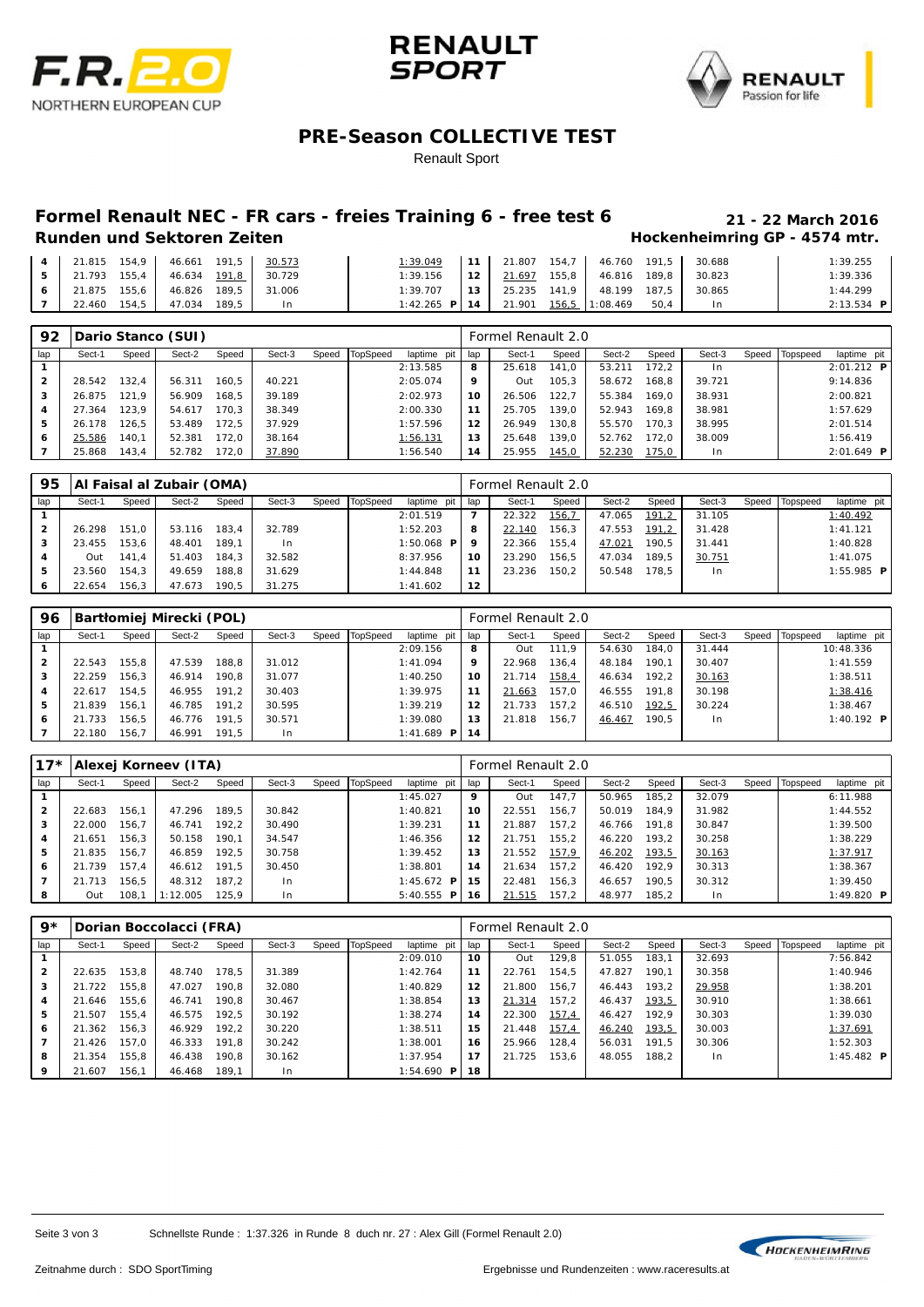## PRE-Season COLLECTIVE TEST

Renault Sport

## Formel Renault NEC - FR cars - freies Training 6 - free test 6

**Runden und Sektoren Zeiten**

**21 - 22 March 2016**

**Hockenheimring GP - 4574 mtr.**

| | | | | | | | | | | | | | | | | | | | | |
|---|---|---|---|---|---|---|---|---|---|---|---|---|---|---|---|---|---|---|---|---|
| 4 | 21.815 | 154,9 | 46.661 | 191,5 | 30.573 | | | 1:39.049 | 11 | 21.807 | 154,7 | 46.760 | 191,5 | 30.688 | | | 1:39.255 |
| 5 | 21.793 | 155,4 | 46.634 | 191,8 | 30.729 | | | 1:39.156 | 12 | 21.697 | 155,8 | 46.816 | 189,8 | 30.823 | | | 1:39.336 |
| 6 | 21.875 | 155,6 | 46.826 | 189,5 | 31.006 | | | 1:39.707 | 13 | 25.235 | 141,9 | 48.199 | 187,5 | 30.865 | | | 1:44.299 |
| 7 | 22.460 | 154,5 | 47.034 | 189,5 | In | | | 1:42.265 P | 14 | 21.901 | 156,5 | 1:08.469 | 50,4 | In | | | 2:13.534 P |

**92 Dario Stanco (SUI)** — Formel Renault 2.0

| lap | Sect-1 | Speed | Sect-2 | Speed | Sect-3 | Speed | TopSpeed | laptime pit | lap | Sect-1 | Speed | Sect-2 | Speed | Sect-3 | Speed | Topspeed | laptime pit |
|---|---|---|---|---|---|---|---|---|---|---|---|---|---|---|---|---|---|
| 1 | | | | | | | | 2:13.585 | 8 | 25.618 | 141,0 | 53.211 | 172,2 | In | | | 2:01.212 P |
| 2 | 28.542 | 132,4 | 56.311 | 160,5 | 40.221 | | | 2:05.074 | 9 | Out | 105,3 | 58.672 | 168,8 | 39.721 | | | 9:14.836 |
| 3 | 26.875 | 121,9 | 56.909 | 168,5 | 39.189 | | | 2:02.973 | 10 | 26.506 | 122,7 | 55.384 | 169,0 | 38.931 | | | 2:00.821 |
| 4 | 27.364 | 123,9 | 54.617 | 170,3 | 38.349 | | | 2:00.330 | 11 | 25.705 | 139,0 | 52.943 | 169,8 | 38.981 | | | 1:57.629 |
| 5 | 26.178 | 126,5 | 53.489 | 172,5 | 37.929 | | | 1:57.596 | 12 | 26.949 | 130,8 | 55.570 | 170,3 | 38.995 | | | 2:01.514 |
| 6 | 25.586 | 140,1 | 52.381 | 172,0 | 38.164 | | | 1:56.131 | 13 | 25.648 | 139,0 | 52.762 | 172,0 | 38.009 | | | 1:56.419 |
| 7 | 25.868 | 143,4 | 52.782 | 172,0 | 37.890 | | | 1:56.540 | 14 | 25.955 | 145,0 | 52.230 | 175,0 | In | | | 2:01.649 P |

**95 Al Faisal al Zubair (OMA)** — Formel Renault 2.0

| lap | Sect-1 | Speed | Sect-2 | Speed | Sect-3 | Speed | TopSpeed | laptime pit | lap | Sect-1 | Speed | Sect-2 | Speed | Sect-3 | Speed | Topspeed | laptime pit |
|---|---|---|---|---|---|---|---|---|---|---|---|---|---|---|---|---|---|
| 1 | | | | | | | | 2:01.519 | 7 | 22.322 | 156,7 | 47.065 | 191,2 | 31.105 | | | 1:40.492 |
| 2 | 26.298 | 151,0 | 53.116 | 183,4 | 32.789 | | | 1:52.203 | 8 | 22.140 | 156,3 | 47.553 | 191,2 | 31.428 | | | 1:41.121 |
| 3 | 23.455 | 153,6 | 48.401 | 189,1 | In | | | 1:50.068 P | 9 | 22.366 | 155,4 | 47.021 | 190,5 | 31.441 | | | 1:40.828 |
| 4 | Out | 141,4 | 51.403 | 184,3 | 32.582 | | | 8:37.956 | 10 | 23.290 | 156,5 | 47.034 | 189,5 | 30.751 | | | 1:41.075 |
| 5 | 23.560 | 154,3 | 49.659 | 188,8 | 31.629 | | | 1:44.848 | 11 | 23.236 | 150,2 | 50.548 | 178,5 | In | | | 1:55.985 P |
| 6 | 22.654 | 156,3 | 47.673 | 190,5 | 31.275 | | | 1:41.602 | 12 | | | | | | | | |

**96 Bartłomiej Mirecki (POL)** — Formel Renault 2.0

| lap | Sect-1 | Speed | Sect-2 | Speed | Sect-3 | Speed | TopSpeed | laptime pit | lap | Sect-1 | Speed | Sect-2 | Speed | Sect-3 | Speed | Topspeed | laptime pit |
|---|---|---|---|---|---|---|---|---|---|---|---|---|---|---|---|---|---|
| 1 | | | | | | | | 2:09.156 | 8 | Out | 111,9 | 54.630 | 184,0 | 31.444 | | | 10:48.336 |
| 2 | 22.543 | 155,8 | 47.539 | 188,8 | 31.012 | | | 1:41.094 | 9 | 22.968 | 136,4 | 48.184 | 190,1 | 30.407 | | | 1:41.559 |
| 3 | 22.259 | 156,3 | 46.914 | 190,8 | 31.077 | | | 1:40.250 | 10 | 21.714 | 158,4 | 46.634 | 192,2 | 30.163 | | | 1:38.511 |
| 4 | 22.617 | 154,5 | 46.955 | 191,2 | 30.403 | | | 1:39.975 | 11 | 21.663 | 157,0 | 46.555 | 191,8 | 30.198 | | | 1:38.416 |
| 5 | 21.839 | 156,1 | 46.785 | 191,2 | 30.595 | | | 1:39.219 | 12 | 21.733 | 157,2 | 46.510 | 192,5 | 30.224 | | | 1:38.467 |
| 6 | 21.733 | 156,5 | 46.776 | 191,5 | 30.571 | | | 1:39.080 | 13 | 21.818 | 156,7 | 46.467 | 190,5 | In | | | 1:40.192 P |
| 7 | 22.180 | 156,7 | 46.991 | 191,5 | In | | | 1:41.689 P | 14 | | | | | | | | |

**17* Alexej Korneev (ITA)** — Formel Renault 2.0

| lap | Sect-1 | Speed | Sect-2 | Speed | Sect-3 | Speed | TopSpeed | laptime pit | lap | Sect-1 | Speed | Sect-2 | Speed | Sect-3 | Speed | Topspeed | laptime pit |
|---|---|---|---|---|---|---|---|---|---|---|---|---|---|---|---|---|---|
| 1 | | | | | | | | 1:45.027 | 9 | Out | 147,7 | 50.965 | 185,2 | 32.079 | | | 6:11.988 |
| 2 | 22.683 | 156,1 | 47.296 | 189,5 | 30.842 | | | 1:40.821 | 10 | 22.551 | 156,7 | 50.019 | 184,9 | 31.982 | | | 1:44.552 |
| 3 | 22.000 | 156,7 | 46.741 | 192,2 | 30.490 | | | 1:39.231 | 11 | 21.887 | 157,2 | 46.766 | 191,8 | 30.847 | | | 1:39.500 |
| 4 | 21.651 | 156,3 | 50.158 | 190,1 | 34.547 | | | 1:46.356 | 12 | 21.751 | 155,2 | 46.220 | 193,2 | 30.258 | | | 1:38.229 |
| 5 | 21.835 | 156,7 | 46.859 | 192,5 | 30.758 | | | 1:39.452 | 13 | 21.552 | 157,9 | 46.202 | 193,5 | 30.163 | | | 1:37.917 |
| 6 | 21.739 | 157,4 | 46.612 | 191,5 | 30.450 | | | 1:38.801 | 14 | 21.634 | 157,2 | 46.420 | 192,9 | 30.313 | | | 1:38.367 |
| 7 | 21.713 | 156,5 | 48.312 | 187,2 | In | | | 1:45.672 P | 15 | 22.481 | 156,3 | 46.657 | 190,5 | 30.312 | | | 1:39.450 |
| 8 | Out | 108,1 | 1:12.005 | 125,9 | In | | | 5:40.555 P | 16 | 21.515 | 157,2 | 48.977 | 185,2 | In | | | 1:49.820 P |

**9* Dorian Boccolacci (FRA)** — Formel Renault 2.0

| lap | Sect-1 | Speed | Sect-2 | Speed | Sect-3 | Speed | TopSpeed | laptime pit | lap | Sect-1 | Speed | Sect-2 | Speed | Sect-3 | Speed | Topspeed | laptime pit |
|---|---|---|---|---|---|---|---|---|---|---|---|---|---|---|---|---|---|
| 1 | | | | | | | | 2:09.010 | 10 | Out | 129,8 | 51.055 | 183,1 | 32.693 | | | 7:56.842 |
| 2 | 22.635 | 153,8 | 48.740 | 178,5 | 31.389 | | | 1:42.764 | 11 | 22.761 | 154,5 | 47.827 | 190,1 | 30.358 | | | 1:40.946 |
| 3 | 21.722 | 155,8 | 47.027 | 190,8 | 32.080 | | | 1:40.829 | 12 | 21.800 | 156,7 | 46.443 | 193,2 | 29.958 | | | 1:38.201 |
| 4 | 21.646 | 155,6 | 46.741 | 190,8 | 30.467 | | | 1:38.854 | 13 | 21.314 | 157,2 | 46.437 | 193,5 | 30.910 | | | 1:38.661 |
| 5 | 21.507 | 155,4 | 46.575 | 192,5 | 30.192 | | | 1:38.274 | 14 | 22.300 | 157,4 | 46.427 | 192,9 | 30.303 | | | 1:39.030 |
| 6 | 21.362 | 156,3 | 46.929 | 192,2 | 30.220 | | | 1:38.511 | 15 | 21.448 | 157,4 | 46.240 | 193,5 | 30.003 | | | 1:37.691 |
| 7 | 21.426 | 157,0 | 46.333 | 191,8 | 30.242 | | | 1:38.001 | 16 | 25.966 | 128,4 | 56.031 | 191,5 | 30.306 | | | 1:52.303 |
| 8 | 21.354 | 155,8 | 46.438 | 190,8 | 30.162 | | | 1:37.954 | 17 | 21.725 | 153,6 | 48.055 | 188,2 | In | | | 1:45.482 P |
| 9 | 21.607 | 156,1 | 46.468 | 189,1 | In | | | 1:54.690 P | 18 | | | | | | | | |

Schnellste Runde : 1:37.326 in Runde 8 duch nr. 27 : Alex Gill (Formel Renault 2.0)

Zeitnahme durch : SDO SportTiming

Ergebnisse und Rundenzeiten : www.raceresults.at